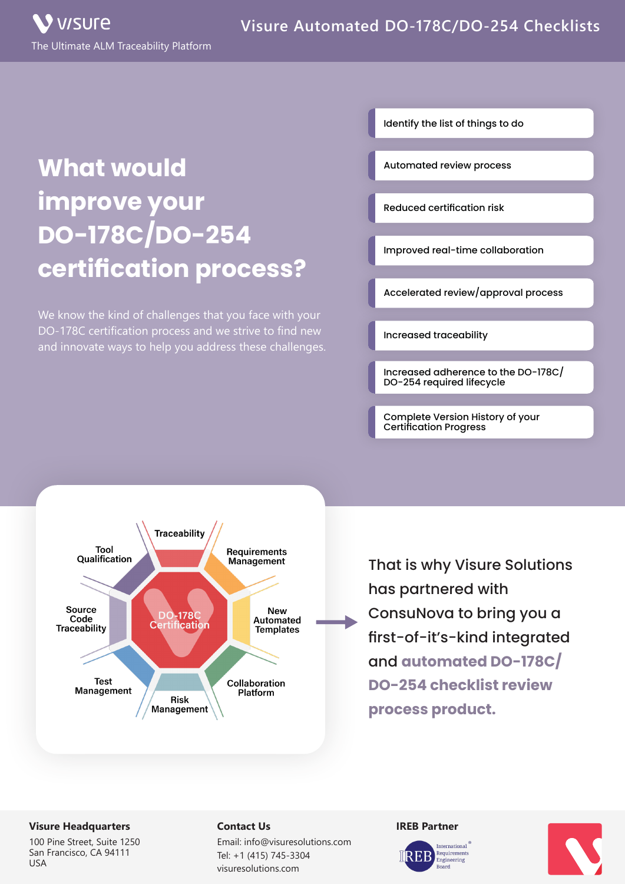# Visure Automated DO-178C/DO-254 Checklists

visure — The Ultimate ALM Traceability Platform

## What would improve your DO-178C/DO-254 certification process?

We know the kind of challenges that you face with your DO-178C certification process and we strive to find new and innovate ways to help you address these challenges.

- Identify the list of things to do
- Automated review process
- Reduced certification risk
- Improved real-time collaboration
- Accelerated review/approval process
- Increased traceability
- Increased adherence to the DO-178C/DO-254 required lifecycle
- Complete Version History of your Certification Progress

DO-178C Certification

- Traceability
- Requirements Management
- New Automated Templates
- Collaboration Platform
- Risk Management
- Test Management
- Source Code Traceability
- Tool Qualification

That is why Visure Solutions has partnered with ConsuNova to bring you a first-of-it's-kind integrated and **automated DO-178C/DO-254 checklist review process product.**

**Visure Headquarters**
100 Pine Street, Suite 1250
San Francisco, CA 94111
USA

**Contact Us**
Email: info@visuresolutions.com
Tel: +1 (415) 745-3304
visuresolutions.com

**IREB Partner**
IREB International Requirements Engineering Board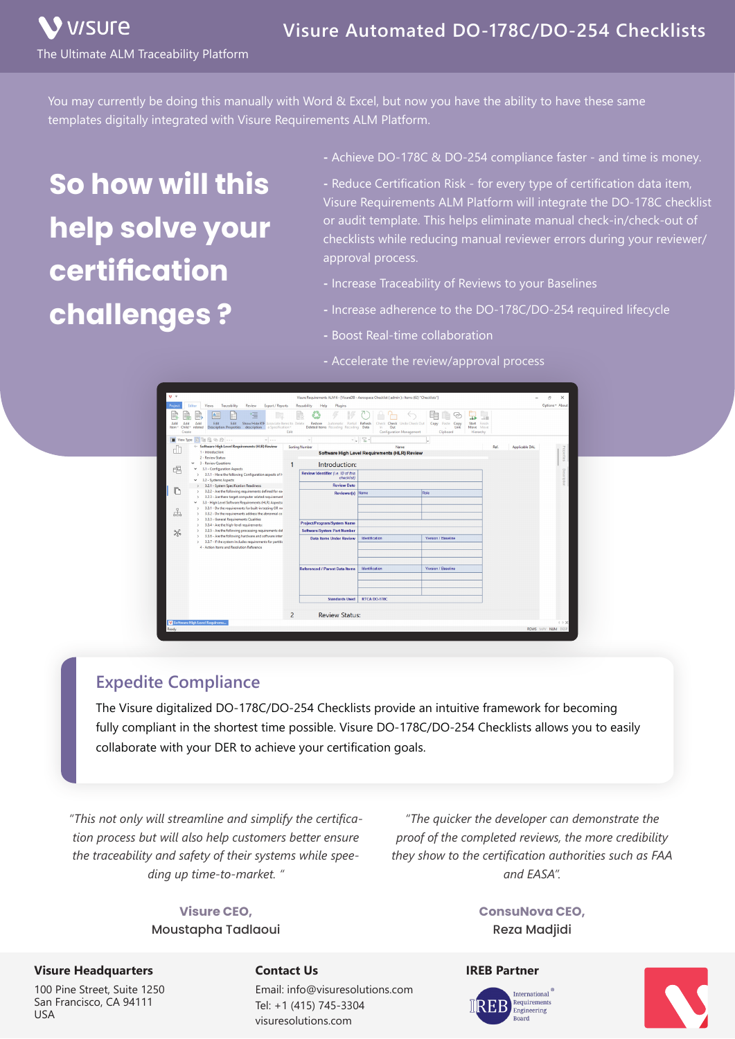# Visure Automated DO-178C/DO-254 Checklists

visure — The Ultimate ALM Traceability Platform

You may currently be doing this manually with Word & Excel, but now you have the ability to have these same templates digitally integrated with Visure Requirements ALM Platform.

## So how will this help solve your certification challenges ?

- Achieve DO-178C & DO-254 compliance faster - and time is money.
- Reduce Certification Risk - for every type of certification data item, Visure Requirements ALM Platform will integrate the DO-178C checklist or audit template. This helps eliminate manual check-in/check-out of checklists while reducing manual reviewer errors during your reviewer/approval process.
- Increase Traceability of Reviews to your Baselines
- Increase adherence to the DO-178C/DO-254 required lifecycle
- Boost Real-time collaboration
- Accelerate the review/approval process

### Expedite Compliance

The Visure digitalized DO-178C/DO-254 Checklists provide an intuitive framework for becoming fully compliant in the shortest time possible. Visure DO-178C/DO-254 Checklists allows you to easily collaborate with your DER to achieve your certification goals.

*"This not only will streamline and simplify the certification process but will also help customers better ensure the traceability and safety of their systems while speeding up time-to-market. "*

**Visure CEO,**
Moustapha Tadlaoui

*"The quicker the developer can demonstrate the proof of the completed reviews, the more credibility they show to the certification authorities such as FAA and EASA".*

**ConsuNova CEO,**
Reza Madjidi

**Visure Headquarters**
100 Pine Street, Suite 1250
San Francisco, CA 94111
USA

**Contact Us**
Email: info@visuresolutions.com
Tel: +1 (415) 745-3304
visuresolutions.com

**IREB Partner**
IREB International Requirements Engineering Board